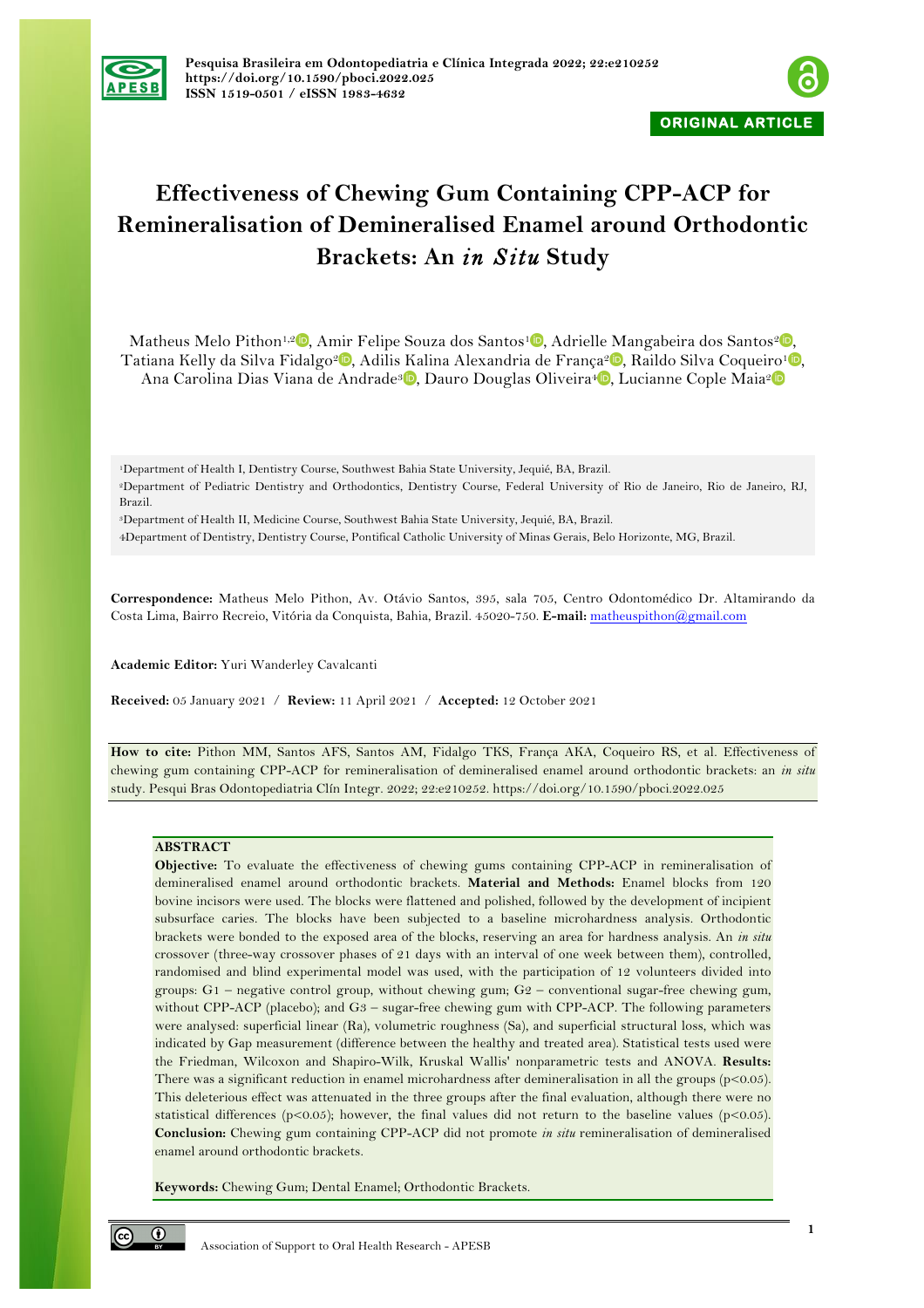Pesquisa Brasileira em Odontopediatria e Clínica Integrada 2022; 22:e210252
https://doi.org/10.1590/pboci.2022.025
ISSN 1519-0501 / eISSN 1983-4632

ORIGINAL ARTICLE

# Effectiveness of Chewing Gum Containing CPP-ACP for Remineralisation of Demineralised Enamel around Orthodontic Brackets: An *in Situ* Study

Matheus Melo Pithon[1,2], Amir Felipe Souza dos Santos[1], Adrielle Mangabeira dos Santos[2], Tatiana Kelly da Silva Fidalgo[2], Adilis Kalina Alexandria de França[2], Raildo Silva Coqueiro[1], Ana Carolina Dias Viana de Andrade[3], Dauro Douglas Oliveira[4], Lucianne Cople Maia[2]

[1]Department of Health I, Dentistry Course, Southwest Bahia State University, Jequié, BA, Brazil.
[2]Department of Pediatric Dentistry and Orthodontics, Dentistry Course, Federal University of Rio de Janeiro, Rio de Janeiro, RJ, Brazil.
[3]Department of Health II, Medicine Course, Southwest Bahia State University, Jequié, BA, Brazil.
[4]Department of Dentistry, Dentistry Course, Pontifical Catholic University of Minas Gerais, Belo Horizonte, MG, Brazil.

**Correspondence:** Matheus Melo Pithon, Av. Otávio Santos, 395, sala 705, Centro Odontomédico Dr. Altamirando da Costa Lima, Bairro Recreio, Vitória da Conquista, Bahia, Brazil. 45020-750. **E-mail:** matheuspithon@gmail.com

**Academic Editor:** Yuri Wanderley Cavalcanti

**Received:** 05 January 2021 / **Review:** 11 April 2021 / **Accepted:** 12 October 2021

**How to cite:** Pithon MM, Santos AFS, Santos AM, Fidalgo TKS, França AKA, Coqueiro RS, et al. Effectiveness of chewing gum containing CPP-ACP for remineralisation of demineralised enamel around orthodontic brackets: an *in situ* study. Pesqui Bras Odontopediatria Clín Integr. 2022; 22:e210252. https://doi.org/10.1590/pboci.2022.025

**ABSTRACT**

**Objective:** To evaluate the effectiveness of chewing gums containing CPP-ACP in remineralisation of demineralised enamel around orthodontic brackets. **Material and Methods:** Enamel blocks from 120 bovine incisors were used. The blocks were flattened and polished, followed by the development of incipient subsurface caries. The blocks have been subjected to a baseline microhardness analysis. Orthodontic brackets were bonded to the exposed area of the blocks, reserving an area for hardness analysis. An *in situ* crossover (three-way crossover phases of 21 days with an interval of one week between them), controlled, randomised and blind experimental model was used, with the participation of 12 volunteers divided into groups: G1 – negative control group, without chewing gum; G2 – conventional sugar-free chewing gum, without CPP-ACP (placebo); and G3 – sugar-free chewing gum with CPP-ACP. The following parameters were analysed: superficial linear (Ra), volumetric roughness (Sa), and superficial structural loss, which was indicated by Gap measurement (difference between the healthy and treated area). Statistical tests used were the Friedman, Wilcoxon and Shapiro-Wilk, Kruskal Wallis' nonparametric tests and ANOVA. **Results:** There was a significant reduction in enamel microhardness after demineralisation in all the groups ($p<0.05$). This deleterious effect was attenuated in the three groups after the final evaluation, although there were no statistical differences ($p<0.05$); however, the final values did not return to the baseline values ($p<0.05$). **Conclusion:** Chewing gum containing CPP-ACP did not promote *in situ* remineralisation of demineralised enamel around orthodontic brackets.

**Keywords:** Chewing Gum; Dental Enamel; Orthodontic Brackets.

Association of Support to Oral Health Research - APESB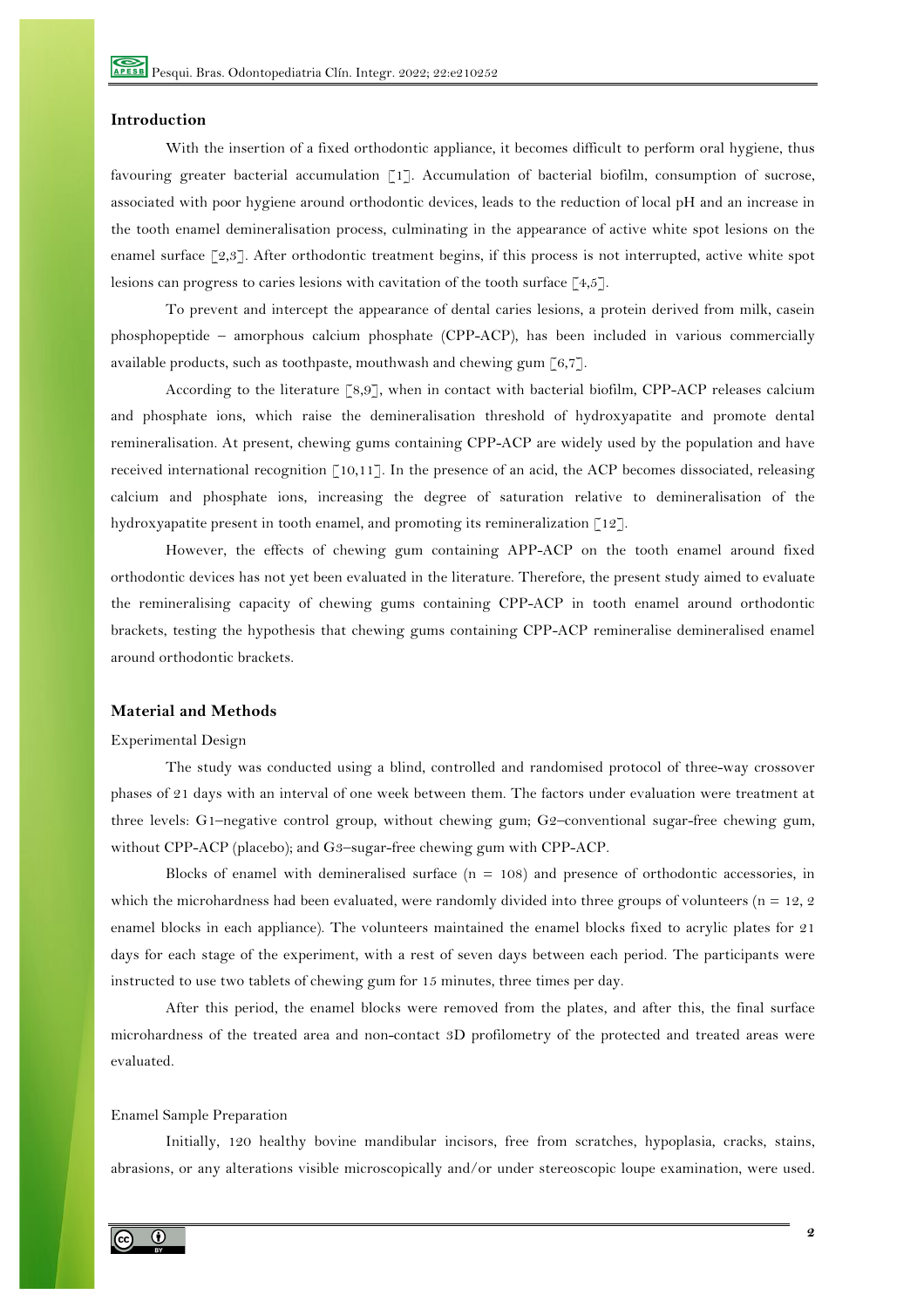## Introduction

With the insertion of a fixed orthodontic appliance, it becomes difficult to perform oral hygiene, thus favouring greater bacterial accumulation [1]. Accumulation of bacterial biofilm, consumption of sucrose, associated with poor hygiene around orthodontic devices, leads to the reduction of local pH and an increase in the tooth enamel demineralisation process, culminating in the appearance of active white spot lesions on the enamel surface [2,3]. After orthodontic treatment begins, if this process is not interrupted, active white spot lesions can progress to caries lesions with cavitation of the tooth surface [4,5].

To prevent and intercept the appearance of dental caries lesions, a protein derived from milk, casein phosphopeptide – amorphous calcium phosphate (CPP-ACP), has been included in various commercially available products, such as toothpaste, mouthwash and chewing gum [6,7].

According to the literature [8,9], when in contact with bacterial biofilm, CPP-ACP releases calcium and phosphate ions, which raise the demineralisation threshold of hydroxyapatite and promote dental remineralisation. At present, chewing gums containing CPP-ACP are widely used by the population and have received international recognition [10,11]. In the presence of an acid, the ACP becomes dissociated, releasing calcium and phosphate ions, increasing the degree of saturation relative to demineralisation of the hydroxyapatite present in tooth enamel, and promoting its remineralization [12].

However, the effects of chewing gum containing APP-ACP on the tooth enamel around fixed orthodontic devices has not yet been evaluated in the literature. Therefore, the present study aimed to evaluate the remineralising capacity of chewing gums containing CPP-ACP in tooth enamel around orthodontic brackets, testing the hypothesis that chewing gums containing CPP-ACP remineralise demineralised enamel around orthodontic brackets.

## Material and Methods

### Experimental Design

The study was conducted using a blind, controlled and randomised protocol of three-way crossover phases of 21 days with an interval of one week between them. The factors under evaluation were treatment at three levels: G1–negative control group, without chewing gum; G2–conventional sugar-free chewing gum, without CPP-ACP (placebo); and G3–sugar-free chewing gum with CPP-ACP.

Blocks of enamel with demineralised surface (n = 108) and presence of orthodontic accessories, in which the microhardness had been evaluated, were randomly divided into three groups of volunteers (n = 12, 2 enamel blocks in each appliance). The volunteers maintained the enamel blocks fixed to acrylic plates for 21 days for each stage of the experiment, with a rest of seven days between each period. The participants were instructed to use two tablets of chewing gum for 15 minutes, three times per day.

After this period, the enamel blocks were removed from the plates, and after this, the final surface microhardness of the treated area and non-contact 3D profilometry of the protected and treated areas were evaluated.

### Enamel Sample Preparation

Initially, 120 healthy bovine mandibular incisors, free from scratches, hypoplasia, cracks, stains, abrasions, or any alterations visible microscopically and/or under stereoscopic loupe examination, were used.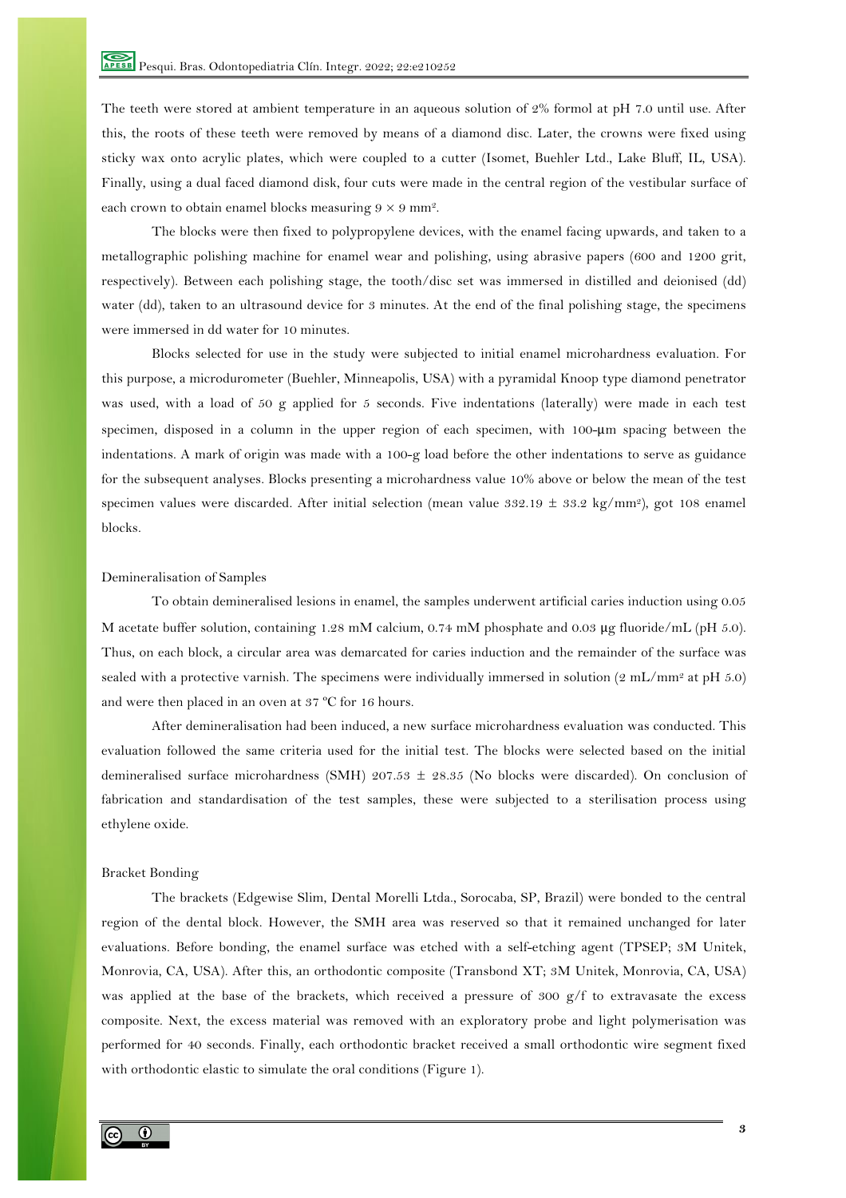The teeth were stored at ambient temperature in an aqueous solution of 2% formol at pH 7.0 until use. After this, the roots of these teeth were removed by means of a diamond disc. Later, the crowns were fixed using sticky wax onto acrylic plates, which were coupled to a cutter (Isomet, Buehler Ltd., Lake Bluff, IL, USA). Finally, using a dual faced diamond disk, four cuts were made in the central region of the vestibular surface of each crown to obtain enamel blocks measuring $9 \times 9$ mm².

The blocks were then fixed to polypropylene devices, with the enamel facing upwards, and taken to a metallographic polishing machine for enamel wear and polishing, using abrasive papers (600 and 1200 grit, respectively). Between each polishing stage, the tooth/disc set was immersed in distilled and deionised (dd) water (dd), taken to an ultrasound device for 3 minutes. At the end of the final polishing stage, the specimens were immersed in dd water for 10 minutes.

Blocks selected for use in the study were subjected to initial enamel microhardness evaluation. For this purpose, a microdurometer (Buehler, Minneapolis, USA) with a pyramidal Knoop type diamond penetrator was used, with a load of 50 g applied for 5 seconds. Five indentations (laterally) were made in each test specimen, disposed in a column in the upper region of each specimen, with 100-μm spacing between the indentations. A mark of origin was made with a 100-g load before the other indentations to serve as guidance for the subsequent analyses. Blocks presenting a microhardness value 10% above or below the mean of the test specimen values were discarded. After initial selection (mean value $332.19 \pm 33.2$ kg/mm²), got 108 enamel blocks.

## Demineralisation of Samples

To obtain demineralised lesions in enamel, the samples underwent artificial caries induction using 0.05 M acetate buffer solution, containing 1.28 mM calcium, 0.74 mM phosphate and 0.03 μg fluoride/mL (pH 5.0). Thus, on each block, a circular area was demarcated for caries induction and the remainder of the surface was sealed with a protective varnish. The specimens were individually immersed in solution (2 mL/mm² at pH 5.0) and were then placed in an oven at 37 ºC for 16 hours.

After demineralisation had been induced, a new surface microhardness evaluation was conducted. This evaluation followed the same criteria used for the initial test. The blocks were selected based on the initial demineralised surface microhardness (SMH) $207.53 \pm 28.35$ (No blocks were discarded). On conclusion of fabrication and standardisation of the test samples, these were subjected to a sterilisation process using ethylene oxide.

## Bracket Bonding

The brackets (Edgewise Slim, Dental Morelli Ltda., Sorocaba, SP, Brazil) were bonded to the central region of the dental block. However, the SMH area was reserved so that it remained unchanged for later evaluations. Before bonding, the enamel surface was etched with a self-etching agent (TPSEP; 3M Unitek, Monrovia, CA, USA). After this, an orthodontic composite (Transbond XT; 3M Unitek, Monrovia, CA, USA) was applied at the base of the brackets, which received a pressure of 300 g/f to extravasate the excess composite. Next, the excess material was removed with an exploratory probe and light polymerisation was performed for 40 seconds. Finally, each orthodontic bracket received a small orthodontic wire segment fixed with orthodontic elastic to simulate the oral conditions (Figure 1).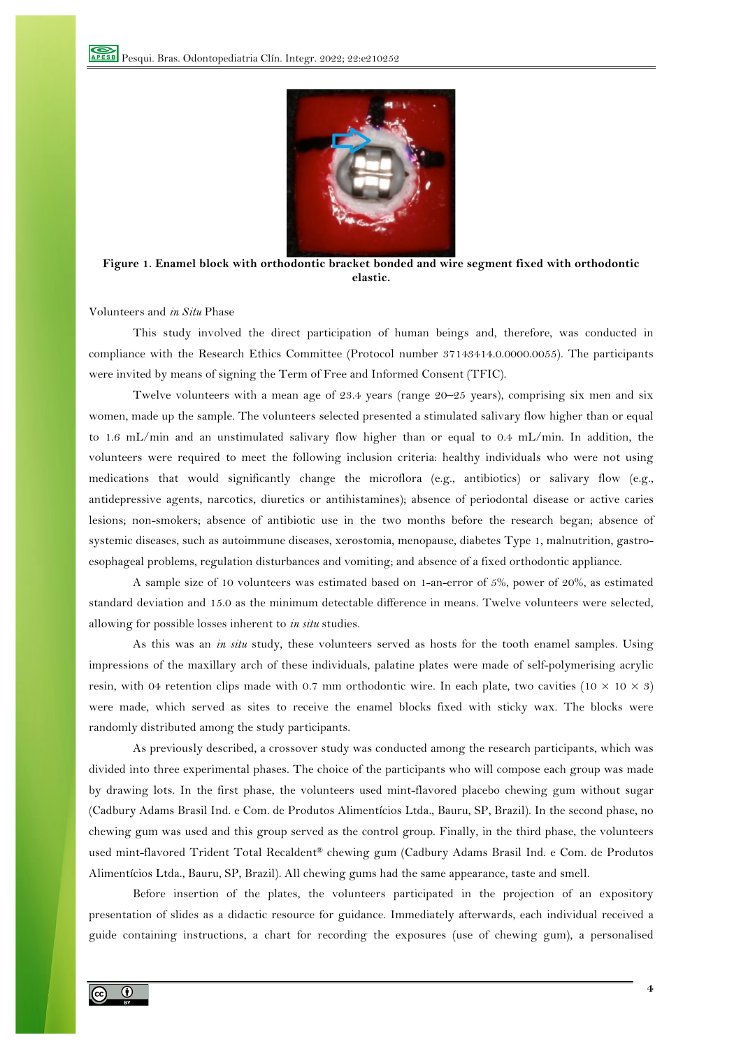**Figure 1. Enamel block with orthodontic bracket bonded and wire segment fixed with orthodontic elastic.**

Volunteers and *in Situ* Phase

This study involved the direct participation of human beings and, therefore, was conducted in compliance with the Research Ethics Committee (Protocol number 37143414.0.0000.0055). The participants were invited by means of signing the Term of Free and Informed Consent (TFIC).

Twelve volunteers with a mean age of 23.4 years (range 20–25 years), comprising six men and six women, made up the sample. The volunteers selected presented a stimulated salivary flow higher than or equal to 1.6 mL/min and an unstimulated salivary flow higher than or equal to 0.4 mL/min. In addition, the volunteers were required to meet the following inclusion criteria: healthy individuals who were not using medications that would significantly change the microflora (e.g., antibiotics) or salivary flow (e.g., antidepressive agents, narcotics, diuretics or antihistamines); absence of periodontal disease or active caries lesions; non-smokers; absence of antibiotic use in the two months before the research began; absence of systemic diseases, such as autoimmune diseases, xerostomia, menopause, diabetes Type 1, malnutrition, gastro-esophageal problems, regulation disturbances and vomiting; and absence of a fixed orthodontic appliance.

A sample size of 10 volunteers was estimated based on 1-an-error of 5%, power of 20%, as estimated standard deviation and 15.0 as the minimum detectable difference in means. Twelve volunteers were selected, allowing for possible losses inherent to *in situ* studies.

As this was an *in situ* study, these volunteers served as hosts for the tooth enamel samples. Using impressions of the maxillary arch of these individuals, palatine plates were made of self-polymerising acrylic resin, with 04 retention clips made with 0.7 mm orthodontic wire. In each plate, two cavities (10 × 10 × 3) were made, which served as sites to receive the enamel blocks fixed with sticky wax. The blocks were randomly distributed among the study participants.

As previously described, a crossover study was conducted among the research participants, which was divided into three experimental phases. The choice of the participants who will compose each group was made by drawing lots. In the first phase, the volunteers used mint-flavored placebo chewing gum without sugar (Cadbury Adams Brasil Ind. e Com. de Produtos Alimentícios Ltda., Bauru, SP, Brazil). In the second phase, no chewing gum was used and this group served as the control group. Finally, in the third phase, the volunteers used mint-flavored Trident Total Recaldent® chewing gum (Cadbury Adams Brasil Ind. e Com. de Produtos Alimentícios Ltda., Bauru, SP, Brazil). All chewing gums had the same appearance, taste and smell.

Before insertion of the plates, the volunteers participated in the projection of an expository presentation of slides as a didactic resource for guidance. Immediately afterwards, each individual received a guide containing instructions, a chart for recording the exposures (use of chewing gum), a personalised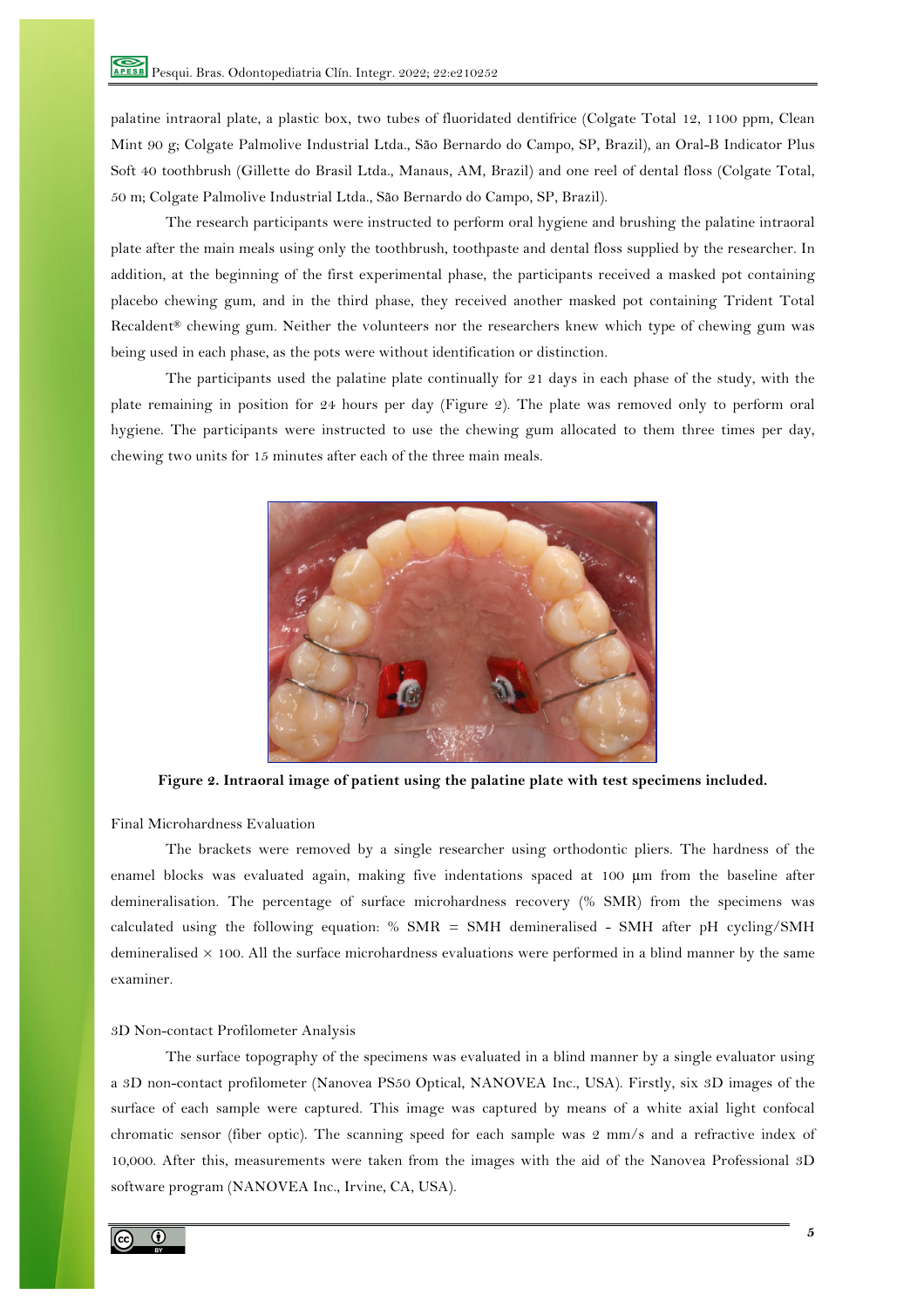palatine intraoral plate, a plastic box, two tubes of fluoridated dentifrice (Colgate Total 12, 1100 ppm, Clean Mint 90 g; Colgate Palmolive Industrial Ltda., São Bernardo do Campo, SP, Brazil), an Oral-B Indicator Plus Soft 40 toothbrush (Gillette do Brasil Ltda., Manaus, AM, Brazil) and one reel of dental floss (Colgate Total, 50 m; Colgate Palmolive Industrial Ltda., São Bernardo do Campo, SP, Brazil).

The research participants were instructed to perform oral hygiene and brushing the palatine intraoral plate after the main meals using only the toothbrush, toothpaste and dental floss supplied by the researcher. In addition, at the beginning of the first experimental phase, the participants received a masked pot containing placebo chewing gum, and in the third phase, they received another masked pot containing Trident Total Recaldent® chewing gum. Neither the volunteers nor the researchers knew which type of chewing gum was being used in each phase, as the pots were without identification or distinction.

The participants used the palatine plate continually for 21 days in each phase of the study, with the plate remaining in position for 24 hours per day (Figure 2). The plate was removed only to perform oral hygiene. The participants were instructed to use the chewing gum allocated to them three times per day, chewing two units for 15 minutes after each of the three main meals.

**Figure 2. Intraoral image of patient using the palatine plate with test specimens included.**

Final Microhardness Evaluation

The brackets were removed by a single researcher using orthodontic pliers. The hardness of the enamel blocks was evaluated again, making five indentations spaced at 100 μm from the baseline after demineralisation. The percentage of surface microhardness recovery (% SMR) from the specimens was calculated using the following equation: % SMR = SMH demineralised - SMH after pH cycling/SMH demineralised × 100. All the surface microhardness evaluations were performed in a blind manner by the same examiner.

3D Non-contact Profilometer Analysis

The surface topography of the specimens was evaluated in a blind manner by a single evaluator using a 3D non-contact profilometer (Nanovea PS50 Optical, NANOVEA Inc., USA). Firstly, six 3D images of the surface of each sample were captured. This image was captured by means of a white axial light confocal chromatic sensor (fiber optic). The scanning speed for each sample was 2 mm/s and a refractive index of 10,000. After this, measurements were taken from the images with the aid of the Nanovea Professional 3D software program (NANOVEA Inc., Irvine, CA, USA).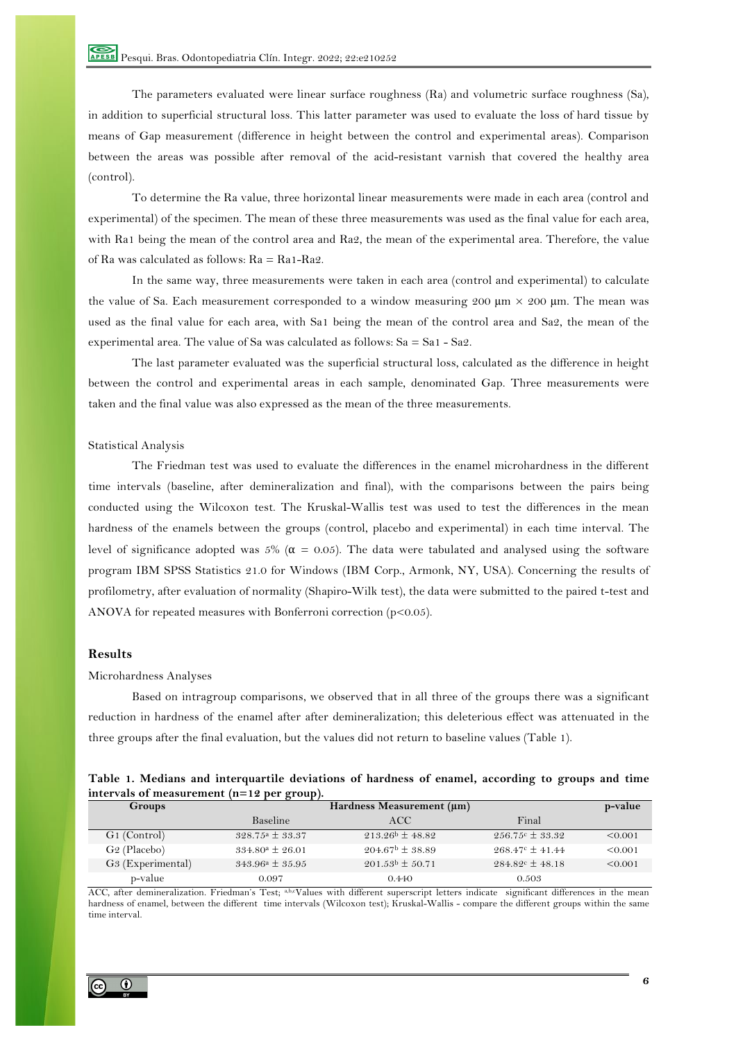The parameters evaluated were linear surface roughness (Ra) and volumetric surface roughness (Sa), in addition to superficial structural loss. This latter parameter was used to evaluate the loss of hard tissue by means of Gap measurement (difference in height between the control and experimental areas). Comparison between the areas was possible after removal of the acid-resistant varnish that covered the healthy area (control).

To determine the Ra value, three horizontal linear measurements were made in each area (control and experimental) of the specimen. The mean of these three measurements was used as the final value for each area, with Ra1 being the mean of the control area and Ra2, the mean of the experimental area. Therefore, the value of Ra was calculated as follows: Ra = Ra1-Ra2.

In the same way, three measurements were taken in each area (control and experimental) to calculate the value of Sa. Each measurement corresponded to a window measuring 200 µm × 200 µm. The mean was used as the final value for each area, with Sa1 being the mean of the control area and Sa2, the mean of the experimental area. The value of Sa was calculated as follows: Sa = Sa1 - Sa2.

The last parameter evaluated was the superficial structural loss, calculated as the difference in height between the control and experimental areas in each sample, denominated Gap. Three measurements were taken and the final value was also expressed as the mean of the three measurements.

### Statistical Analysis

The Friedman test was used to evaluate the differences in the enamel microhardness in the different time intervals (baseline, after demineralization and final), with the comparisons between the pairs being conducted using the Wilcoxon test. The Kruskal-Wallis test was used to test the differences in the mean hardness of the enamels between the groups (control, placebo and experimental) in each time interval. The level of significance adopted was 5% ($\alpha$ = 0.05). The data were tabulated and analysed using the software program IBM SPSS Statistics 21.0 for Windows (IBM Corp., Armonk, NY, USA). Concerning the results of profilometry, after evaluation of normality (Shapiro-Wilk test), the data were submitted to the paired t-test and ANOVA for repeated measures with Bonferroni correction ($p<0.05$).

## Results

### Microhardness Analyses

Based on intragroup comparisons, we observed that in all three of the groups there was a significant reduction in hardness of the enamel after after demineralization; this deleterious effect was attenuated in the three groups after the final evaluation, but the values did not return to baseline values (Table 1).

**Table 1. Medians and interquartile deviations of hardness of enamel, according to groups and time intervals of measurement (n=12 per group).**

| Groups | Hardness Measurement (µm) | | | p-value |
|---|---|---|---|---|
| | Baseline | ACC | Final | |
| G1 (Control) | $328.75^{a} \pm 33.37$ | $213.26^{b} \pm 48.82$ | $256.75^{c} \pm 33.32$ | <0.001 |
| G2 (Placebo) | $334.80^{a} \pm 26.01$ | $204.67^{b} \pm 38.89$ | $268.47^{c} \pm 41.44$ | <0.001 |
| G3 (Experimental) | $343.96^{a} \pm 35.95$ | $201.53^{b} \pm 50.71$ | $284.82^{c} \pm 48.18$ | <0.001 |
| p-value | 0.097 | 0.440 | 0.503 | |

ACC, after demineralization. Friedman's Test; [a,b,c]Values with different superscript letters indicate significant differences in the mean hardness of enamel, between the different time intervals (Wilcoxon test); Kruskal-Wallis - compare the different groups within the same time interval.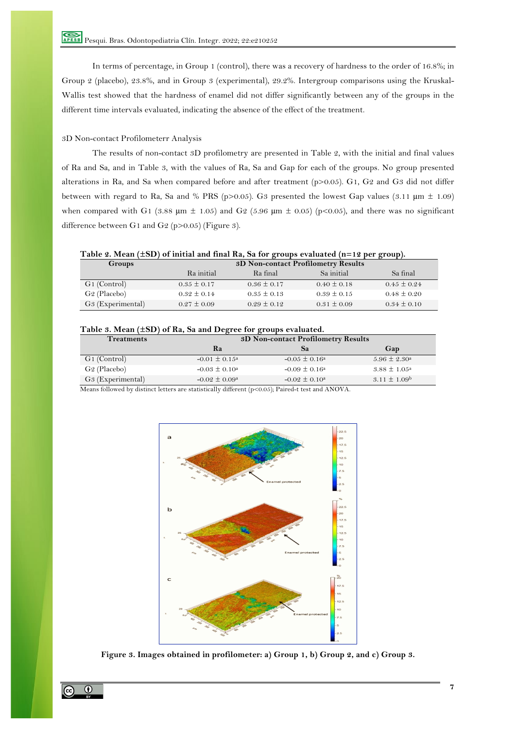In terms of percentage, in Group 1 (control), there was a recovery of hardness to the order of 16.8%; in Group 2 (placebo), 23.8%, and in Group 3 (experimental), 29.2%. Intergroup comparisons using the Kruskal-Wallis test showed that the hardness of enamel did not differ significantly between any of the groups in the different time intervals evaluated, indicating the absence of the effect of the treatment.

### 3D Non-contact Profilometerr Analysis

The results of non-contact 3D profilometry are presented in Table 2, with the initial and final values of Ra and Sa, and in Table 3, with the values of Ra, Sa and Gap for each of the groups. No group presented alterations in Ra, and Sa when compared before and after treatment ($p>0.05$). G1, G2 and G3 did not differ between with regard to Ra, Sa and % PRS ($p>0.05$). G3 presented the lowest Gap values (3.11 µm ± 1.09) when compared with G1 (3.88 µm ± 1.05) and G2 (5.96 µm ± 0.05) ($p<0.05$), and there was no significant difference between G1 and G2 ($p>0.05$) (Figure 3).

**Table 2. Mean (±SD) of initial and final Ra, Sa for groups evaluated (n=12 per group).**

| Groups | 3D Non-contact Profilometry Results | | | |
|---|---|---|---|---|
| | Ra initial | Ra final | Sa initial | Sa final |
| G1 (Control) | 0.35 ± 0.17 | 0.36 ± 0.17 | 0.40 ± 0.18 | 0.45 ± 0.24 |
| G2 (Placebo) | 0.32 ± 0.14 | 0.35 ± 0.13 | 0.39 ± 0.15 | 0.48 ± 0.20 |
| G3 (Experimental) | 0.27 ± 0.09 | 0.29 ± 0.12 | 0.31 ± 0.09 | 0.34 ± 0.10 |

**Table 3. Mean (±SD) of Ra, Sa and Degree for groups evaluated.**

| Treatments | 3D Non-contact Profilometry Results | | |
|---|---|---|---|
| | **Ra** | **Sa** | **Gap** |
| G1 (Control) | -0.01 ± 0.15[a] | -0.05 ± 0.16[a] | 5.96 ± 2.30[a] |
| G2 (Placebo) | -0.03 ± 0.10[a] | -0.09 ± 0.16[a] | 3.88 ± 1.05[a] |
| G3 (Experimental) | -0.02 ± 0.09[a] | -0.02 ± 0.10[a] | 3.11 ± 1.09[b] |

Means followed by distinct letters are statistically different ($p<0.05$); Paired-t test and ANOVA.

**Figure 3. Images obtained in profilometer: a) Group 1, b) Group 2, and c) Group 3.**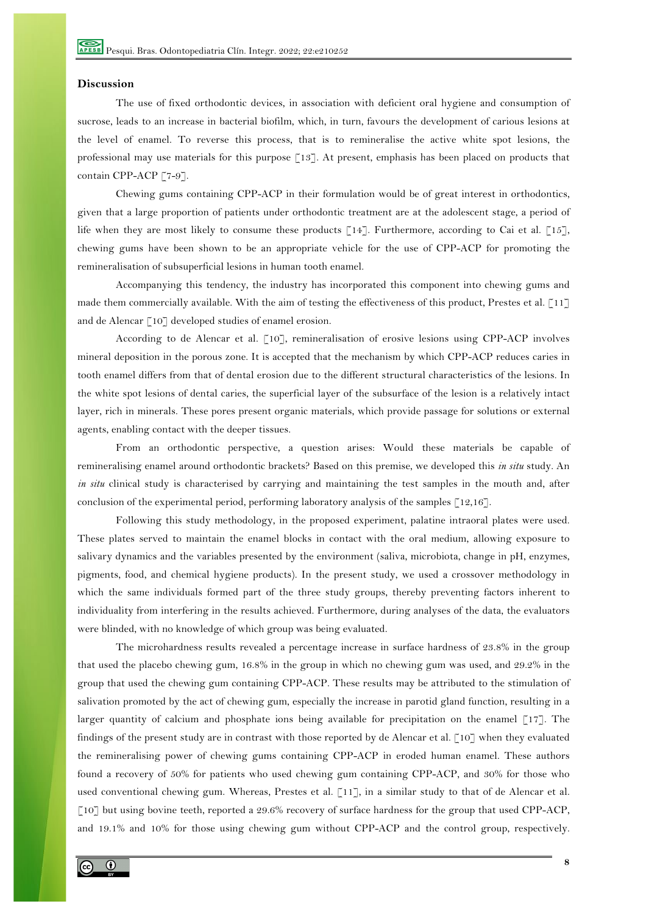## Discussion

The use of fixed orthodontic devices, in association with deficient oral hygiene and consumption of sucrose, leads to an increase in bacterial biofilm, which, in turn, favours the development of carious lesions at the level of enamel. To reverse this process, that is to remineralise the active white spot lesions, the professional may use materials for this purpose [13]. At present, emphasis has been placed on products that contain CPP-ACP [7-9].

Chewing gums containing CPP-ACP in their formulation would be of great interest in orthodontics, given that a large proportion of patients under orthodontic treatment are at the adolescent stage, a period of life when they are most likely to consume these products [14]. Furthermore, according to Cai et al. [15], chewing gums have been shown to be an appropriate vehicle for the use of CPP-ACP for promoting the remineralisation of subsuperficial lesions in human tooth enamel.

Accompanying this tendency, the industry has incorporated this component into chewing gums and made them commercially available. With the aim of testing the effectiveness of this product, Prestes et al. [11] and de Alencar [10] developed studies of enamel erosion.

According to de Alencar et al. [10], remineralisation of erosive lesions using CPP-ACP involves mineral deposition in the porous zone. It is accepted that the mechanism by which CPP-ACP reduces caries in tooth enamel differs from that of dental erosion due to the different structural characteristics of the lesions. In the white spot lesions of dental caries, the superficial layer of the subsurface of the lesion is a relatively intact layer, rich in minerals. These pores present organic materials, which provide passage for solutions or external agents, enabling contact with the deeper tissues.

From an orthodontic perspective, a question arises: Would these materials be capable of remineralising enamel around orthodontic brackets? Based on this premise, we developed this *in situ* study. An *in situ* clinical study is characterised by carrying and maintaining the test samples in the mouth and, after conclusion of the experimental period, performing laboratory analysis of the samples [12,16].

Following this study methodology, in the proposed experiment, palatine intraoral plates were used. These plates served to maintain the enamel blocks in contact with the oral medium, allowing exposure to salivary dynamics and the variables presented by the environment (saliva, microbiota, change in pH, enzymes, pigments, food, and chemical hygiene products). In the present study, we used a crossover methodology in which the same individuals formed part of the three study groups, thereby preventing factors inherent to individuality from interfering in the results achieved. Furthermore, during analyses of the data, the evaluators were blinded, with no knowledge of which group was being evaluated.

The microhardness results revealed a percentage increase in surface hardness of 23.8% in the group that used the placebo chewing gum, 16.8% in the group in which no chewing gum was used, and 29.2% in the group that used the chewing gum containing CPP-ACP. These results may be attributed to the stimulation of salivation promoted by the act of chewing gum, especially the increase in parotid gland function, resulting in a larger quantity of calcium and phosphate ions being available for precipitation on the enamel [17]. The findings of the present study are in contrast with those reported by de Alencar et al. [10] when they evaluated the remineralising power of chewing gums containing CPP-ACP in eroded human enamel. These authors found a recovery of 50% for patients who used chewing gum containing CPP-ACP, and 30% for those who used conventional chewing gum. Whereas, Prestes et al. [11], in a similar study to that of de Alencar et al. [10] but using bovine teeth, reported a 29.6% recovery of surface hardness for the group that used CPP-ACP, and 19.1% and 10% for those using chewing gum without CPP-ACP and the control group, respectively.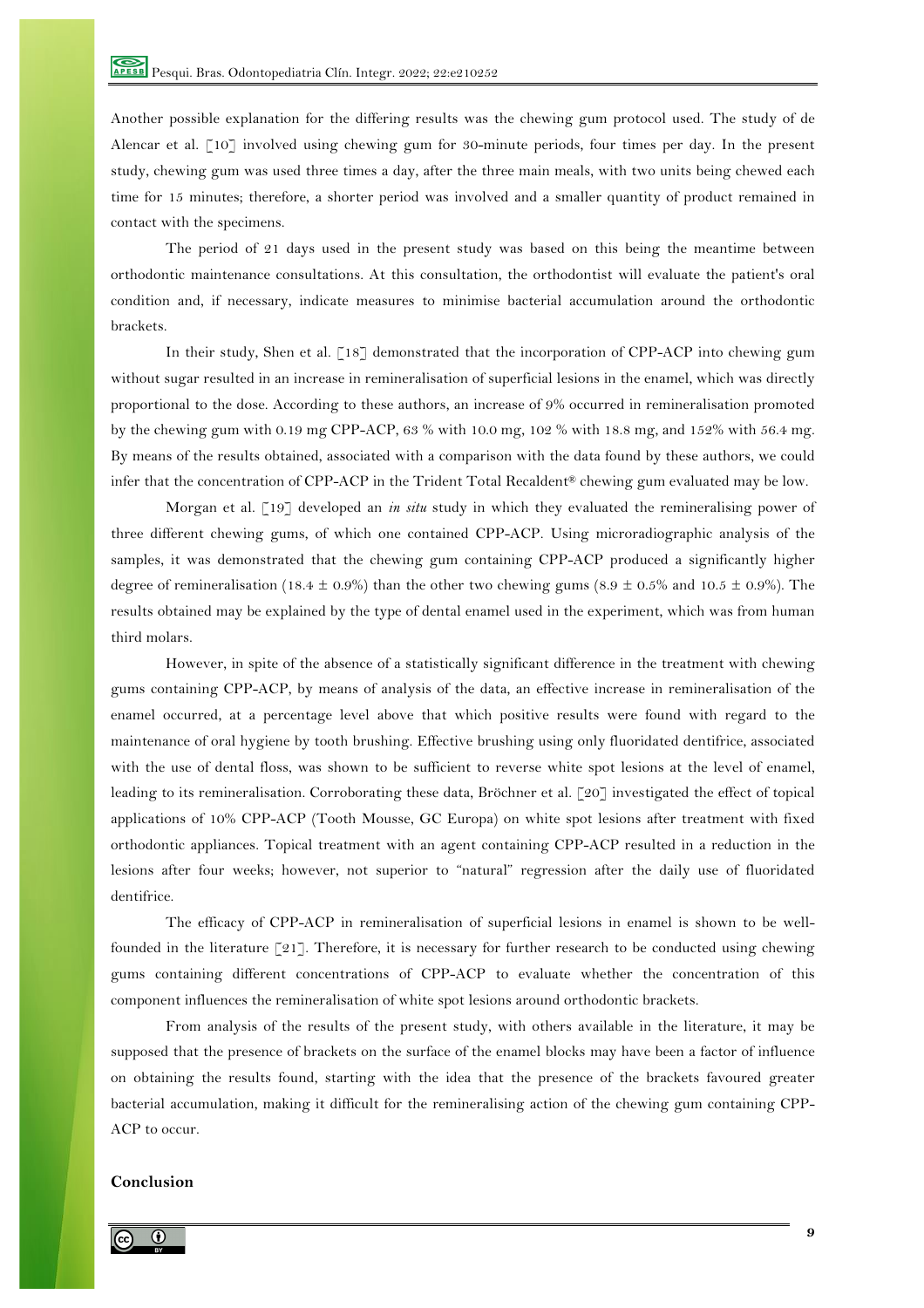Another possible explanation for the differing results was the chewing gum protocol used. The study of de Alencar et al. [10] involved using chewing gum for 30-minute periods, four times per day. In the present study, chewing gum was used three times a day, after the three main meals, with two units being chewed each time for 15 minutes; therefore, a shorter period was involved and a smaller quantity of product remained in contact with the specimens.

The period of 21 days used in the present study was based on this being the meantime between orthodontic maintenance consultations. At this consultation, the orthodontist will evaluate the patient's oral condition and, if necessary, indicate measures to minimise bacterial accumulation around the orthodontic brackets.

In their study, Shen et al. [18] demonstrated that the incorporation of CPP-ACP into chewing gum without sugar resulted in an increase in remineralisation of superficial lesions in the enamel, which was directly proportional to the dose. According to these authors, an increase of 9% occurred in remineralisation promoted by the chewing gum with 0.19 mg CPP-ACP, 63 % with 10.0 mg, 102 % with 18.8 mg, and 152% with 56.4 mg. By means of the results obtained, associated with a comparison with the data found by these authors, we could infer that the concentration of CPP-ACP in the Trident Total Recaldent® chewing gum evaluated may be low.

Morgan et al. [19] developed an *in situ* study in which they evaluated the remineralising power of three different chewing gums, of which one contained CPP-ACP. Using microradiographic analysis of the samples, it was demonstrated that the chewing gum containing CPP-ACP produced a significantly higher degree of remineralisation (18.4 ± 0.9%) than the other two chewing gums (8.9 ± 0.5% and 10.5 ± 0.9%). The results obtained may be explained by the type of dental enamel used in the experiment, which was from human third molars.

However, in spite of the absence of a statistically significant difference in the treatment with chewing gums containing CPP-ACP, by means of analysis of the data, an effective increase in remineralisation of the enamel occurred, at a percentage level above that which positive results were found with regard to the maintenance of oral hygiene by tooth brushing. Effective brushing using only fluoridated dentifrice, associated with the use of dental floss, was shown to be sufficient to reverse white spot lesions at the level of enamel, leading to its remineralisation. Corroborating these data, Bröchner et al. [20] investigated the effect of topical applications of 10% CPP-ACP (Tooth Mousse, GC Europa) on white spot lesions after treatment with fixed orthodontic appliances. Topical treatment with an agent containing CPP-ACP resulted in a reduction in the lesions after four weeks; however, not superior to "natural" regression after the daily use of fluoridated dentifrice.

The efficacy of CPP-ACP in remineralisation of superficial lesions in enamel is shown to be well-founded in the literature [21]. Therefore, it is necessary for further research to be conducted using chewing gums containing different concentrations of CPP-ACP to evaluate whether the concentration of this component influences the remineralisation of white spot lesions around orthodontic brackets.

From analysis of the results of the present study, with others available in the literature, it may be supposed that the presence of brackets on the surface of the enamel blocks may have been a factor of influence on obtaining the results found, starting with the idea that the presence of the brackets favoured greater bacterial accumulation, making it difficult for the remineralising action of the chewing gum containing CPP-ACP to occur.

## Conclusion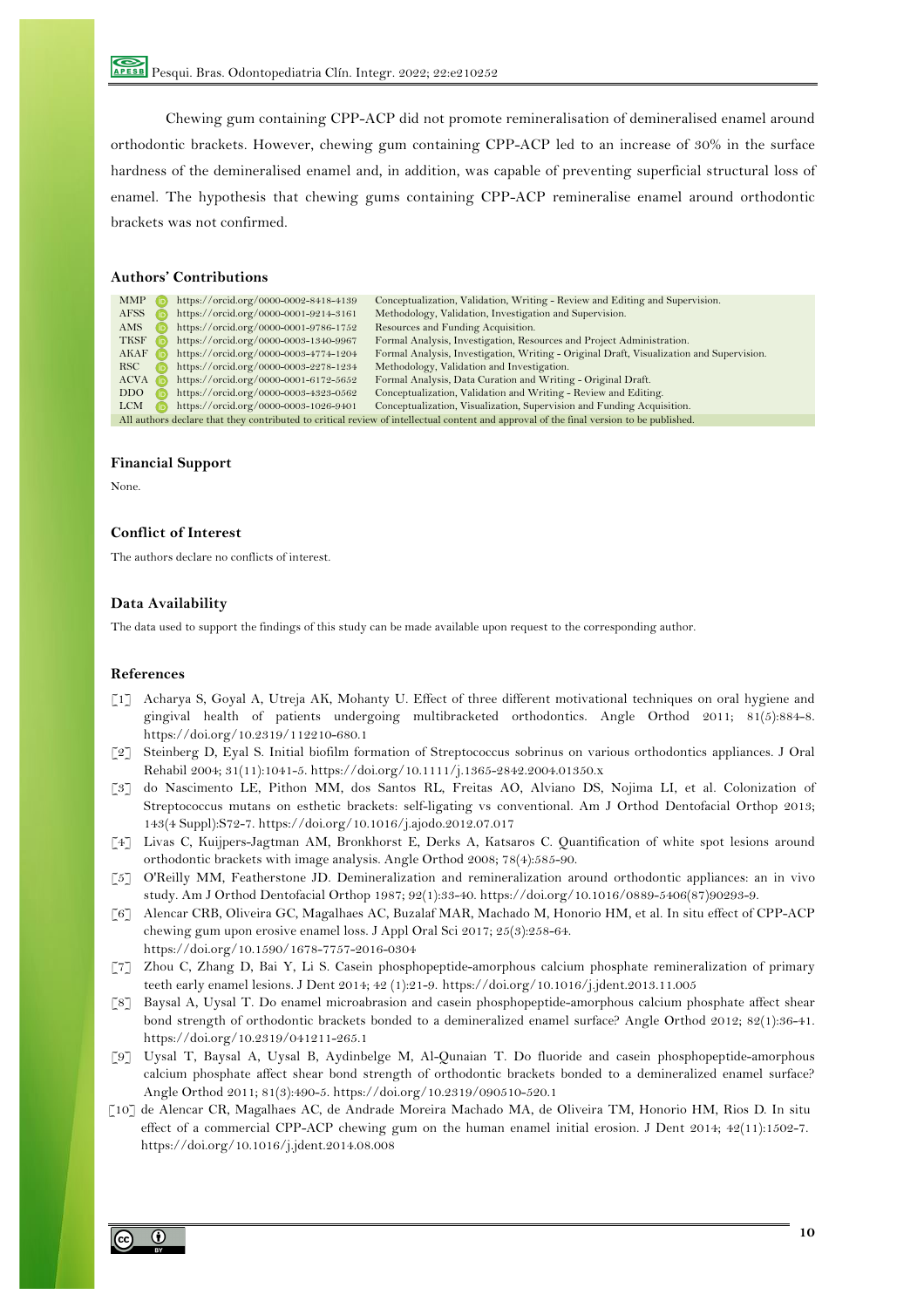Chewing gum containing CPP-ACP did not promote remineralisation of demineralised enamel around orthodontic brackets. However, chewing gum containing CPP-ACP led to an increase of 30% in the surface hardness of the demineralised enamel and, in addition, was capable of preventing superficial structural loss of enamel. The hypothesis that chewing gums containing CPP-ACP remineralise enamel around orthodontic brackets was not confirmed.

## Authors' Contributions

| | | |
|---|---|---|
| MMP | https://orcid.org/0000-0002-8418-4139 | Conceptualization, Validation, Writing - Review and Editing and Supervision. |
| AFSS | https://orcid.org/0000-0001-9214-3161 | Methodology, Validation, Investigation and Supervision. |
| AMS | https://orcid.org/0000-0001-9786-1752 | Resources and Funding Acquisition. |
| TKSF | https://orcid.org/0000-0003-1340-9967 | Formal Analysis, Investigation, Resources and Project Administration. |
| AKAF | https://orcid.org/0000-0003-4774-1204 | Formal Analysis, Investigation, Writing - Original Draft, Visualization and Supervision. |
| RSC | https://orcid.org/0000-0003-2278-1234 | Methodology, Validation and Investigation. |
| ACVA | https://orcid.org/0000-0001-6172-5652 | Formal Analysis, Data Curation and Writing - Original Draft. |
| DDO | https://orcid.org/0000-0003-4323-0562 | Conceptualization, Validation and Writing - Review and Editing. |
| LCM | https://orcid.org/0000-0003-1026-9401 | Conceptualization, Visualization, Supervision and Funding Acquisition. |

All authors declare that they contributed to critical review of intellectual content and approval of the final version to be published.

## Financial Support

None.

## Conflict of Interest

The authors declare no conflicts of interest.

## Data Availability

The data used to support the findings of this study can be made available upon request to the corresponding author.

## References

[1] Acharya S, Goyal A, Utreja AK, Mohanty U. Effect of three different motivational techniques on oral hygiene and gingival health of patients undergoing multibracketed orthodontics. Angle Orthod 2011; 81(5):884-8. https://doi.org/10.2319/112210-680.1

[2] Steinberg D, Eyal S. Initial biofilm formation of Streptococcus sobrinus on various orthodontics appliances. J Oral Rehabil 2004; 31(11):1041-5. https://doi.org/10.1111/j.1365-2842.2004.01350.x

[3] do Nascimento LE, Pithon MM, dos Santos RL, Freitas AO, Alviano DS, Nojima LI, et al. Colonization of Streptococcus mutans on esthetic brackets: self-ligating vs conventional. Am J Orthod Dentofacial Orthop 2013; 143(4 Suppl):S72-7. https://doi.org/10.1016/j.ajodo.2012.07.017

[4] Livas C, Kuijpers-Jagtman AM, Bronkhorst E, Derks A, Katsaros C. Quantification of white spot lesions around orthodontic brackets with image analysis. Angle Orthod 2008; 78(4):585-90.

[5] O'Reilly MM, Featherstone JD. Demineralization and remineralization around orthodontic appliances: an in vivo study. Am J Orthod Dentofacial Orthop 1987; 92(1):33-40. https://doi.org/10.1016/0889-5406(87)90293-9.

[6] Alencar CRB, Oliveira GC, Magalhaes AC, Buzalaf MAR, Machado M, Honorio HM, et al. In situ effect of CPP-ACP chewing gum upon erosive enamel loss. J Appl Oral Sci 2017; 25(3):258-64. https://doi.org/10.1590/1678-7757-2016-0304

[7] Zhou C, Zhang D, Bai Y, Li S. Casein phosphopeptide-amorphous calcium phosphate remineralization of primary teeth early enamel lesions. J Dent 2014; 42 (1):21-9. https://doi.org/10.1016/j.jdent.2013.11.005

[8] Baysal A, Uysal T. Do enamel microabrasion and casein phosphopeptide-amorphous calcium phosphate affect shear bond strength of orthodontic brackets bonded to a demineralized enamel surface? Angle Orthod 2012; 82(1):36-41. https://doi.org/10.2319/041211-265.1

[9] Uysal T, Baysal A, Uysal B, Aydinbelge M, Al-Qunaian T. Do fluoride and casein phosphopeptide-amorphous calcium phosphate affect shear bond strength of orthodontic brackets bonded to a demineralized enamel surface? Angle Orthod 2011; 81(3):490-5. https://doi.org/10.2319/090510-520.1

[10] de Alencar CR, Magalhaes AC, de Andrade Moreira Machado MA, de Oliveira TM, Honorio HM, Rios D. In situ effect of a commercial CPP-ACP chewing gum on the human enamel initial erosion. J Dent 2014; 42(11):1502-7. https://doi.org/10.1016/j.jdent.2014.08.008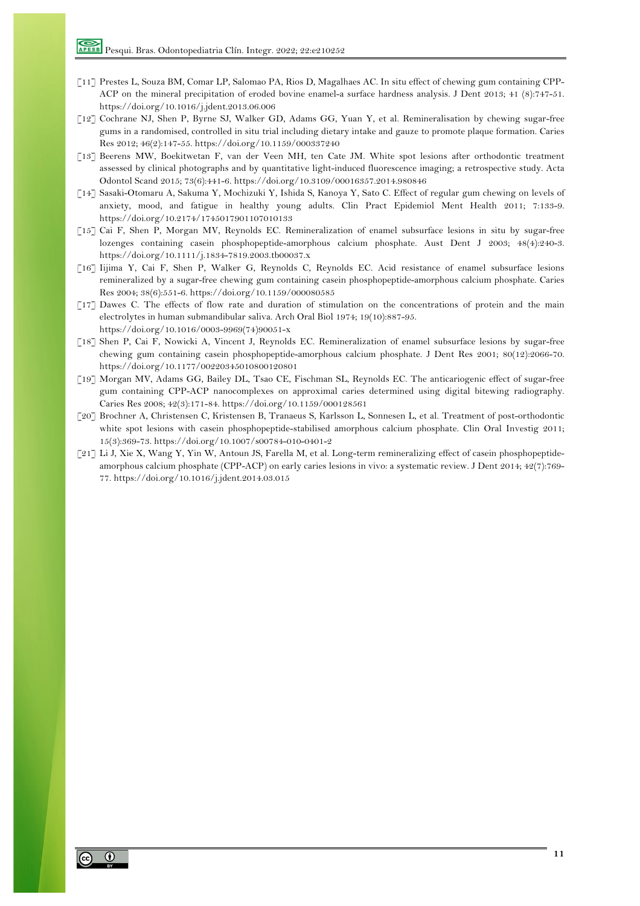[11] Prestes L, Souza BM, Comar LP, Salomao PA, Rios D, Magalhaes AC. In situ effect of chewing gum containing CPP-ACP on the mineral precipitation of eroded bovine enamel-a surface hardness analysis. J Dent 2013; 41 (8):747-51. https://doi.org/10.1016/j.jdent.2013.06.006

[12] Cochrane NJ, Shen P, Byrne SJ, Walker GD, Adams GG, Yuan Y, et al. Remineralisation by chewing sugar-free gums in a randomised, controlled in situ trial including dietary intake and gauze to promote plaque formation. Caries Res 2012; 46(2):147-55. https://doi.org/10.1159/000337240

[13] Beerens MW, Boekitwetan F, van der Veen MH, ten Cate JM. White spot lesions after orthodontic treatment assessed by clinical photographs and by quantitative light-induced fluorescence imaging; a retrospective study. Acta Odontol Scand 2015; 73(6):441-6. https://doi.org/10.3109/00016357.2014.980846

[14] Sasaki-Otomaru A, Sakuma Y, Mochizuki Y, Ishida S, Kanoya Y, Sato C. Effect of regular gum chewing on levels of anxiety, mood, and fatigue in healthy young adults. Clin Pract Epidemiol Ment Health 2011; 7:133-9. https://doi.org/10.2174/1745017901107010133

[15] Cai F, Shen P, Morgan MV, Reynolds EC. Remineralization of enamel subsurface lesions in situ by sugar-free lozenges containing casein phosphopeptide-amorphous calcium phosphate. Aust Dent J 2003; 48(4):240-3. https://doi.org/10.1111/j.1834-7819.2003.tb00037.x

[16] Iijima Y, Cai F, Shen P, Walker G, Reynolds C, Reynolds EC. Acid resistance of enamel subsurface lesions remineralized by a sugar-free chewing gum containing casein phosphopeptide-amorphous calcium phosphate. Caries Res 2004; 38(6):551-6. https://doi.org/10.1159/000080585

[17] Dawes C. The effects of flow rate and duration of stimulation on the concentrations of protein and the main electrolytes in human submandibular saliva. Arch Oral Biol 1974; 19(10):887-95. https://doi.org/10.1016/0003-9969(74)90051-x

[18] Shen P, Cai F, Nowicki A, Vincent J, Reynolds EC. Remineralization of enamel subsurface lesions by sugar-free chewing gum containing casein phosphopeptide-amorphous calcium phosphate. J Dent Res 2001; 80(12):2066-70. https://doi.org/10.1177/00220345010800120801

[19] Morgan MV, Adams GG, Bailey DL, Tsao CE, Fischman SL, Reynolds EC. The anticariogenic effect of sugar-free gum containing CPP-ACP nanocomplexes on approximal caries determined using digital bitewing radiography. Caries Res 2008; 42(3):171-84. https://doi.org/10.1159/000128561

[20] Brochner A, Christensen C, Kristensen B, Tranaeus S, Karlsson L, Sonnesen L, et al. Treatment of post-orthodontic white spot lesions with casein phosphopeptide-stabilised amorphous calcium phosphate. Clin Oral Investig 2011; 15(3):369-73. https://doi.org/10.1007/s00784-010-0401-2

[21] Li J, Xie X, Wang Y, Yin W, Antoun JS, Farella M, et al. Long-term remineralizing effect of casein phosphopeptide-amorphous calcium phosphate (CPP-ACP) on early caries lesions in vivo: a systematic review. J Dent 2014; 42(7):769-77. https://doi.org/10.1016/j.jdent.2014.03.015